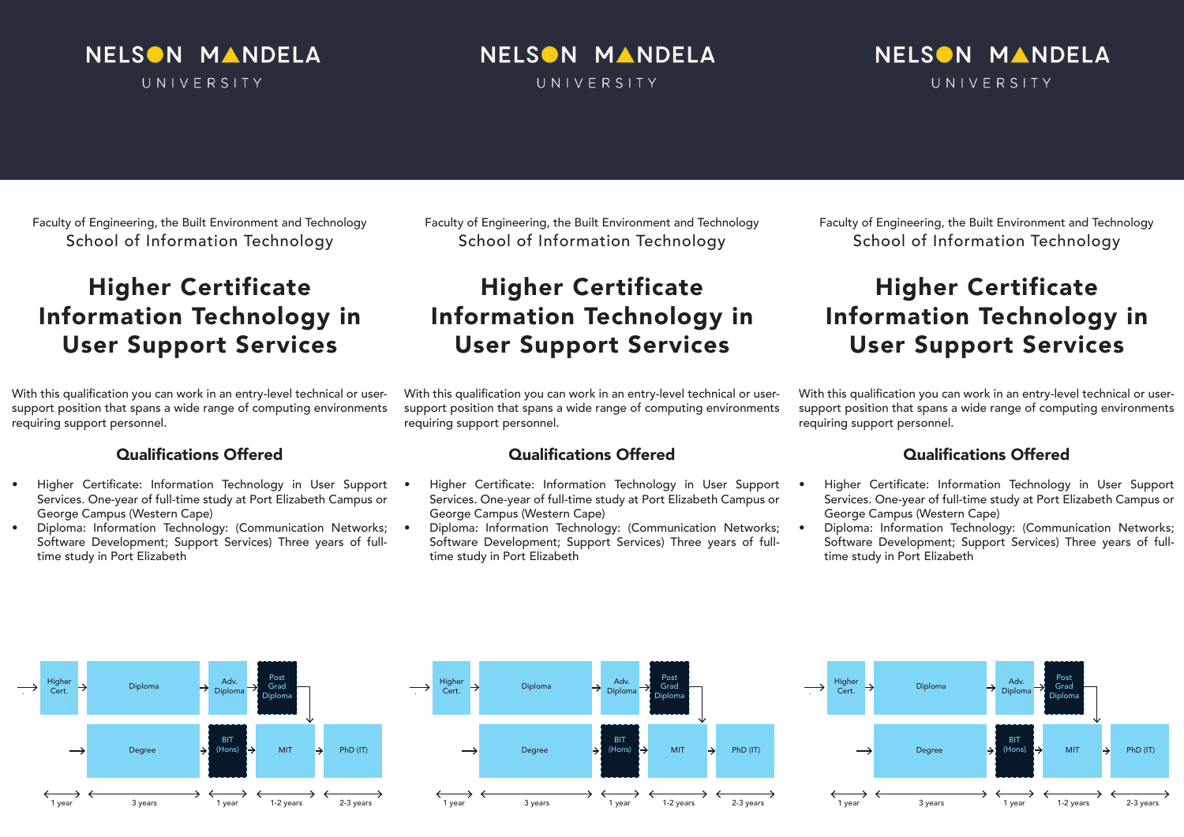NELSON MANDELA UNIVERSITY

Faculty of Engineering, the Built Environment and Technology

School of Information Technology

# Higher Certificate Information Technology in User Support Services

With this qualification you can work in an entry-level technical or user-support position that spans a wide range of computing environments requiring support personnel.

## Qualifications Offered

- Higher Certificate: Information Technology in User Support Services. One-year of full-time study at Port Elizabeth Campus or George Campus (Western Cape)
- Diploma: Information Technology: (Communication Networks; Software Development; Support Services) Three years of full-time study in Port Elizabeth

Higher Cert. → Diploma → Adv. Diploma → Post Grad Diploma → MIT

Degree → BIT (Hons) → MIT → PhD (IT)

1 year | 3 years | 1 year | 1-2 years | 2-3 years

NELSON MANDELA UNIVERSITY

Faculty of Engineering, the Built Environment and Technology

School of Information Technology

# Higher Certificate Information Technology in User Support Services

With this qualification you can work in an entry-level technical or user-support position that spans a wide range of computing environments requiring support personnel.

## Qualifications Offered

- Higher Certificate: Information Technology in User Support Services. One-year of full-time study at Port Elizabeth Campus or George Campus (Western Cape)
- Diploma: Information Technology: (Communication Networks; Software Development; Support Services) Three years of full-time study in Port Elizabeth

Higher Cert. → Diploma → Adv. Diploma → Post Grad Diploma → MIT

Degree → BIT (Hons) → MIT → PhD (IT)

1 year | 3 years | 1 year | 1-2 years | 2-3 years

NELSON MANDELA UNIVERSITY

Faculty of Engineering, the Built Environment and Technology

School of Information Technology

# Higher Certificate Information Technology in User Support Services

With this qualification you can work in an entry-level technical or user-support position that spans a wide range of computing environments requiring support personnel.

## Qualifications Offered

- Higher Certificate: Information Technology in User Support Services. One-year of full-time study at Port Elizabeth Campus or George Campus (Western Cape)
- Diploma: Information Technology: (Communication Networks; Software Development; Support Services) Three years of full-time study in Port Elizabeth

Higher Cert. → Diploma → Adv. Diploma → Post Grad Diploma → MIT

Degree → BIT (Hons) → MIT → PhD (IT)

1 year | 3 years | 1 year | 1-2 years | 2-3 years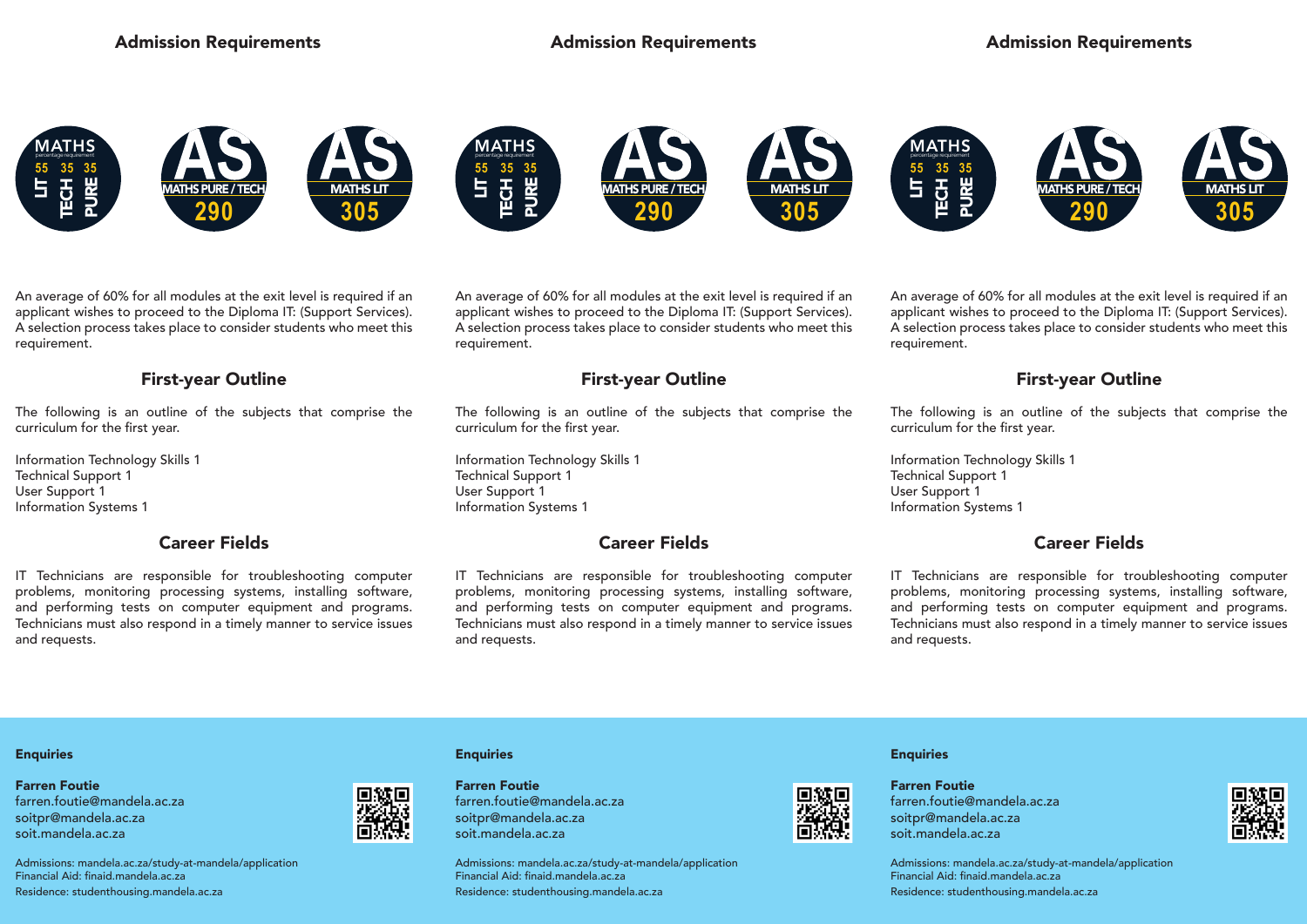## Admission Requirements

MATHS
percentage requirement
55 35 35
LIT TECH PURE

AS
MATHS PURE / TECH
290

AS
MATHS LIT
305

An average of 60% for all modules at the exit level is required if an applicant wishes to proceed to the Diploma IT: (Support Services). A selection process takes place to consider students who meet this requirement.

## First-year Outline

The following is an outline of the subjects that comprise the curriculum for the first year.

Information Technology Skills 1
Technical Support 1
User Support 1
Information Systems 1

## Career Fields

IT Technicians are responsible for troubleshooting computer problems, monitoring processing systems, installing software, and performing tests on computer equipment and programs. Technicians must also respond in a timely manner to service issues and requests.

**Enquiries**

**Farren Foutie**
farren.foutie@mandela.ac.za
soitpr@mandela.ac.za
soit.mandela.ac.za

Admissions: mandela.ac.za/study-at-mandela/application
Financial Aid: finaid.mandela.ac.za
Residence: studenthousing.mandela.ac.za

## Admission Requirements

MATHS
percentage requirement
55 35 35
LIT TECH PURE

AS
MATHS PURE / TECH
290

AS
MATHS LIT
305

An average of 60% for all modules at the exit level is required if an applicant wishes to proceed to the Diploma IT: (Support Services). A selection process takes place to consider students who meet this requirement.

## First-year Outline

The following is an outline of the subjects that comprise the curriculum for the first year.

Information Technology Skills 1
Technical Support 1
User Support 1
Information Systems 1

## Career Fields

IT Technicians are responsible for troubleshooting computer problems, monitoring processing systems, installing software, and performing tests on computer equipment and programs. Technicians must also respond in a timely manner to service issues and requests.

**Enquiries**

**Farren Foutie**
farren.foutie@mandela.ac.za
soitpr@mandela.ac.za
soit.mandela.ac.za

Admissions: mandela.ac.za/study-at-mandela/application
Financial Aid: finaid.mandela.ac.za
Residence: studenthousing.mandela.ac.za

## Admission Requirements

MATHS
percentage requirement
55 35 35
LIT TECH PURE

AS
MATHS PURE / TECH
290

AS
MATHS LIT
305

An average of 60% for all modules at the exit level is required if an applicant wishes to proceed to the Diploma IT: (Support Services). A selection process takes place to consider students who meet this requirement.

## First-year Outline

The following is an outline of the subjects that comprise the curriculum for the first year.

Information Technology Skills 1
Technical Support 1
User Support 1
Information Systems 1

## Career Fields

IT Technicians are responsible for troubleshooting computer problems, monitoring processing systems, installing software, and performing tests on computer equipment and programs. Technicians must also respond in a timely manner to service issues and requests.

**Enquiries**

**Farren Foutie**
farren.foutie@mandela.ac.za
soitpr@mandela.ac.za
soit.mandela.ac.za

Admissions: mandela.ac.za/study-at-mandela/application
Financial Aid: finaid.mandela.ac.za
Residence: studenthousing.mandela.ac.za